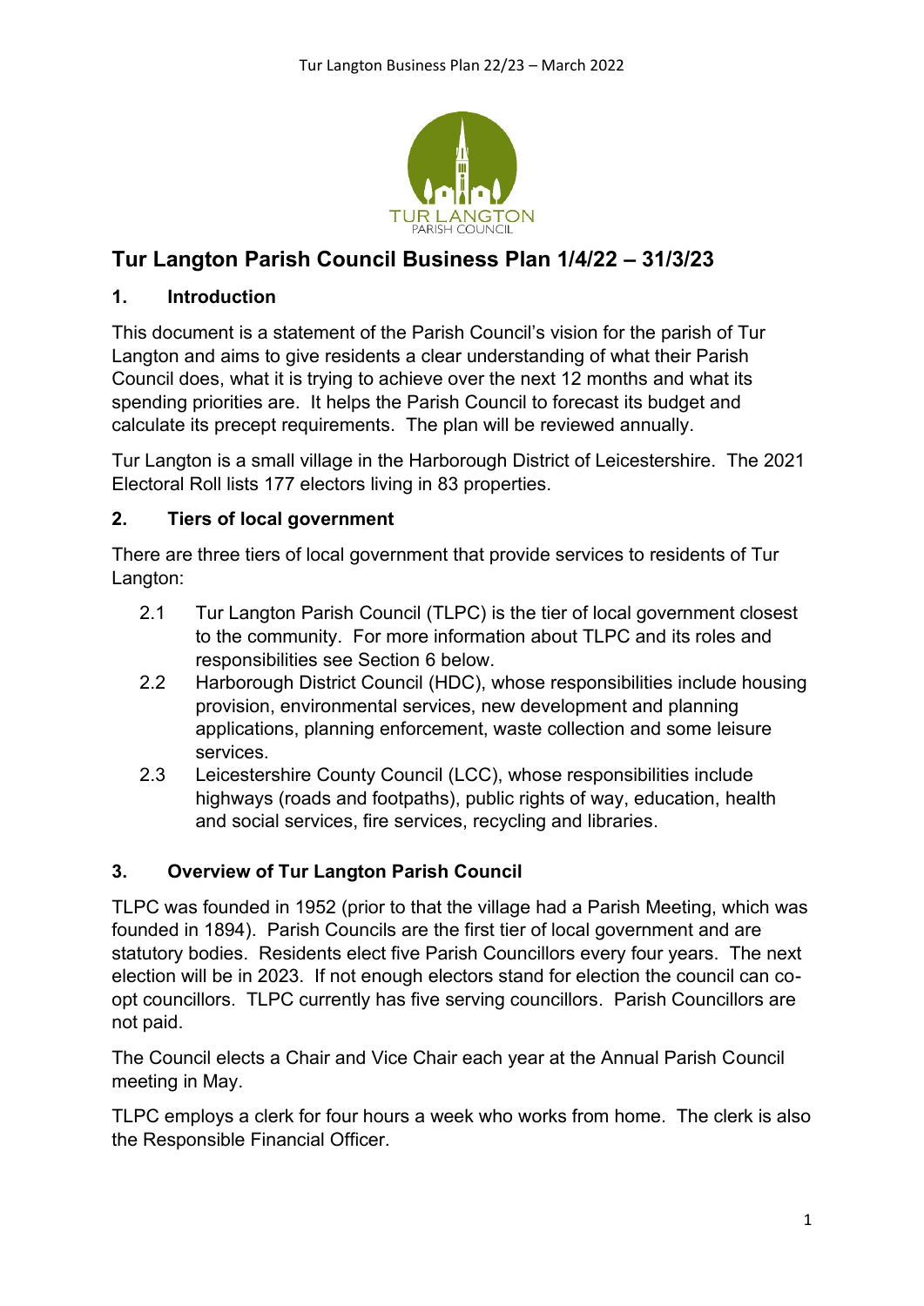# Tur Langton Parish Council Business Plan 1/4/22 – 31/3/23

## 1. Introduction

This document is a statement of the Parish Council's vision for the parish of Tur Langton and aims to give residents a clear understanding of what their Parish Council does, what it is trying to achieve over the next 12 months and what its spending priorities are. It helps the Parish Council to forecast its budget and calculate its precept requirements. The plan will be reviewed annually.

Tur Langton is a small village in the Harborough District of Leicestershire. The 2021 Electoral Roll lists 177 electors living in 83 properties.

## 2. Tiers of local government

There are three tiers of local government that provide services to residents of Tur Langton:

2.1 Tur Langton Parish Council (TLPC) is the tier of local government closest to the community. For more information about TLPC and its roles and responsibilities see Section 6 below.

2.2 Harborough District Council (HDC), whose responsibilities include housing provision, environmental services, new development and planning applications, planning enforcement, waste collection and some leisure services.

2.3 Leicestershire County Council (LCC), whose responsibilities include highways (roads and footpaths), public rights of way, education, health and social services, fire services, recycling and libraries.

## 3. Overview of Tur Langton Parish Council

TLPC was founded in 1952 (prior to that the village had a Parish Meeting, which was founded in 1894). Parish Councils are the first tier of local government and are statutory bodies. Residents elect five Parish Councillors every four years. The next election will be in 2023. If not enough electors stand for election the council can co-opt councillors. TLPC currently has five serving councillors. Parish Councillors are not paid.

The Council elects a Chair and Vice Chair each year at the Annual Parish Council meeting in May.

TLPC employs a clerk for four hours a week who works from home. The clerk is also the Responsible Financial Officer.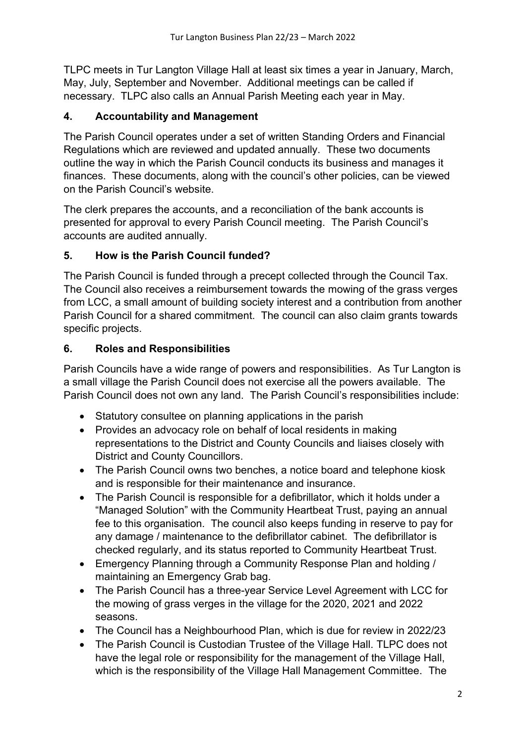TLPC meets in Tur Langton Village Hall at least six times a year in January, March, May, July, September and November. Additional meetings can be called if necessary. TLPC also calls an Annual Parish Meeting each year in May.

## 4. Accountability and Management

The Parish Council operates under a set of written Standing Orders and Financial Regulations which are reviewed and updated annually. These two documents outline the way in which the Parish Council conducts its business and manages it finances. These documents, along with the council's other policies, can be viewed on the Parish Council's website.

The clerk prepares the accounts, and a reconciliation of the bank accounts is presented for approval to every Parish Council meeting. The Parish Council's accounts are audited annually.

## 5. How is the Parish Council funded?

The Parish Council is funded through a precept collected through the Council Tax. The Council also receives a reimbursement towards the mowing of the grass verges from LCC, a small amount of building society interest and a contribution from another Parish Council for a shared commitment. The council can also claim grants towards specific projects.

## 6. Roles and Responsibilities

Parish Councils have a wide range of powers and responsibilities. As Tur Langton is a small village the Parish Council does not exercise all the powers available. The Parish Council does not own any land. The Parish Council's responsibilities include:

- Statutory consultee on planning applications in the parish
- Provides an advocacy role on behalf of local residents in making representations to the District and County Councils and liaises closely with District and County Councillors.
- The Parish Council owns two benches, a notice board and telephone kiosk and is responsible for their maintenance and insurance.
- The Parish Council is responsible for a defibrillator, which it holds under a "Managed Solution" with the Community Heartbeat Trust, paying an annual fee to this organisation. The council also keeps funding in reserve to pay for any damage / maintenance to the defibrillator cabinet. The defibrillator is checked regularly, and its status reported to Community Heartbeat Trust.
- Emergency Planning through a Community Response Plan and holding / maintaining an Emergency Grab bag.
- The Parish Council has a three-year Service Level Agreement with LCC for the mowing of grass verges in the village for the 2020, 2021 and 2022 seasons.
- The Council has a Neighbourhood Plan, which is due for review in 2022/23
- The Parish Council is Custodian Trustee of the Village Hall. TLPC does not have the legal role or responsibility for the management of the Village Hall, which is the responsibility of the Village Hall Management Committee. The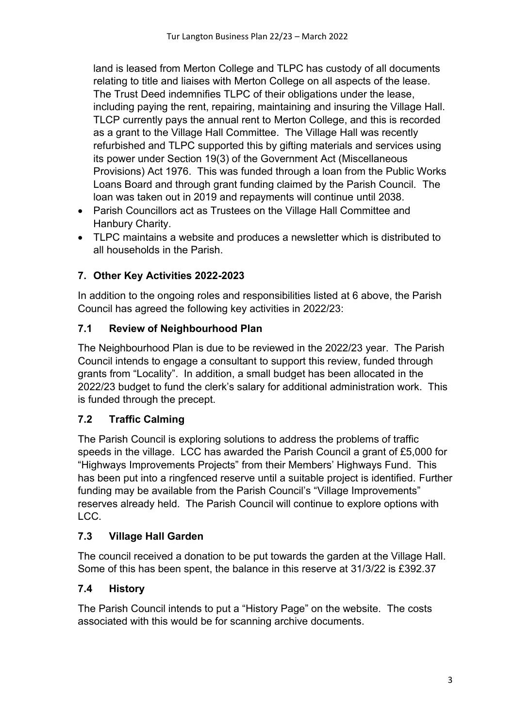land is leased from Merton College and TLPC has custody of all documents relating to title and liaises with Merton College on all aspects of the lease. The Trust Deed indemnifies TLPC of their obligations under the lease, including paying the rent, repairing, maintaining and insuring the Village Hall. TLCP currently pays the annual rent to Merton College, and this is recorded as a grant to the Village Hall Committee. The Village Hall was recently refurbished and TLPC supported this by gifting materials and services using its power under Section 19(3) of the Government Act (Miscellaneous Provisions) Act 1976. This was funded through a loan from the Public Works Loans Board and through grant funding claimed by the Parish Council. The loan was taken out in 2019 and repayments will continue until 2038.

- Parish Councillors act as Trustees on the Village Hall Committee and Hanbury Charity.
- TLPC maintains a website and produces a newsletter which is distributed to all households in the Parish.

## 7. Other Key Activities 2022-2023

In addition to the ongoing roles and responsibilities listed at 6 above, the Parish Council has agreed the following key activities in 2022/23:

### 7.1 Review of Neighbourhood Plan

The Neighbourhood Plan is due to be reviewed in the 2022/23 year. The Parish Council intends to engage a consultant to support this review, funded through grants from "Locality". In addition, a small budget has been allocated in the 2022/23 budget to fund the clerk's salary for additional administration work. This is funded through the precept.

### 7.2 Traffic Calming

The Parish Council is exploring solutions to address the problems of traffic speeds in the village. LCC has awarded the Parish Council a grant of £5,000 for "Highways Improvements Projects" from their Members' Highways Fund. This has been put into a ringfenced reserve until a suitable project is identified. Further funding may be available from the Parish Council's "Village Improvements" reserves already held. The Parish Council will continue to explore options with LCC.

### 7.3 Village Hall Garden

The council received a donation to be put towards the garden at the Village Hall. Some of this has been spent, the balance in this reserve at 31/3/22 is £392.37

### 7.4 History

The Parish Council intends to put a "History Page" on the website. The costs associated with this would be for scanning archive documents.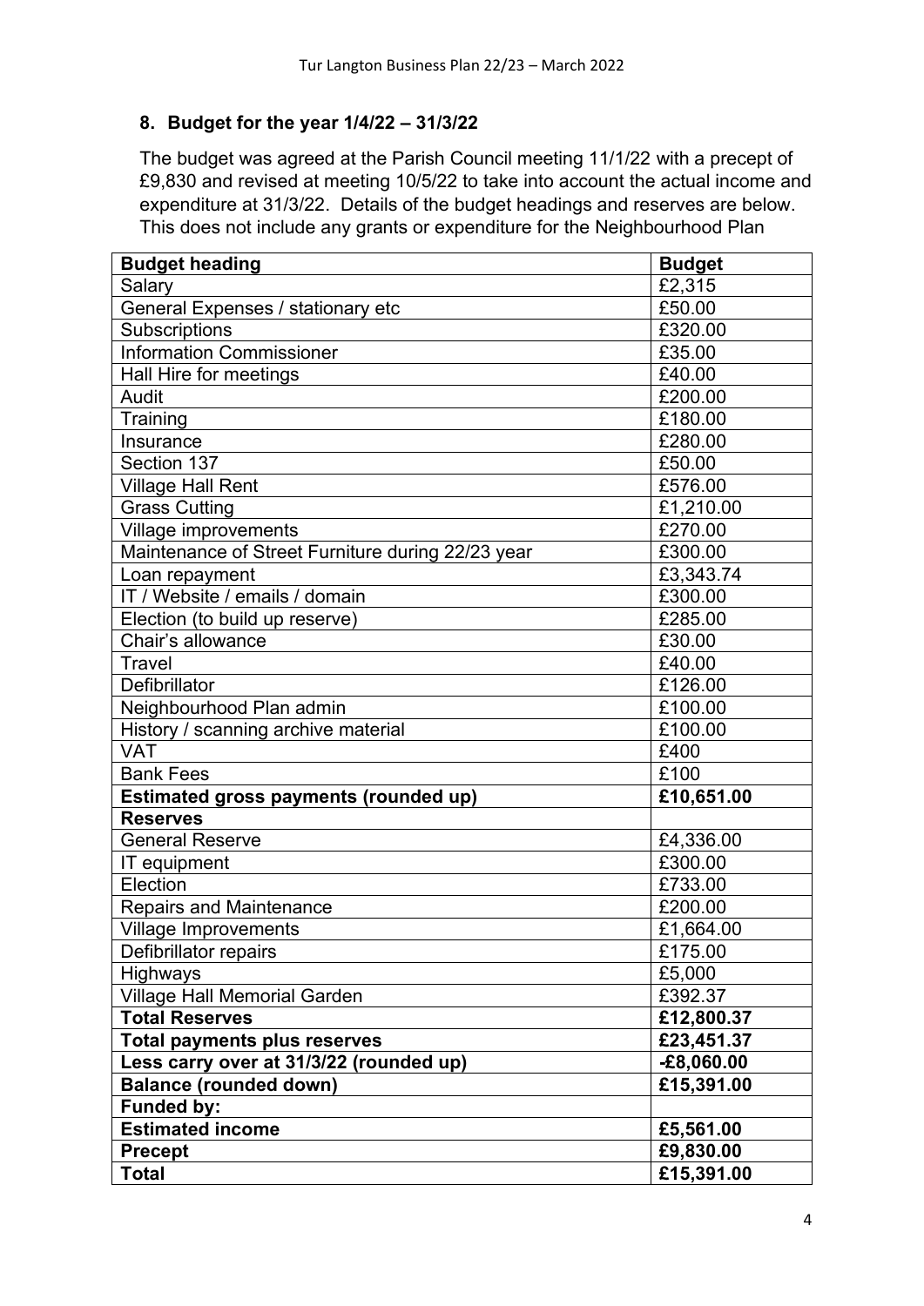## 8. Budget for the year 1/4/22 – 31/3/22

The budget was agreed at the Parish Council meeting 11/1/22 with a precept of £9,830 and revised at meeting 10/5/22 to take into account the actual income and expenditure at 31/3/22. Details of the budget headings and reserves are below. This does not include any grants or expenditure for the Neighbourhood Plan

| **Budget heading** | **Budget** |
|---|---|
| Salary | £2,315 |
| General Expenses / stationary etc | £50.00 |
| Subscriptions | £320.00 |
| Information Commissioner | £35.00 |
| Hall Hire for meetings | £40.00 |
| Audit | £200.00 |
| Training | £180.00 |
| Insurance | £280.00 |
| Section 137 | £50.00 |
| Village Hall Rent | £576.00 |
| Grass Cutting | £1,210.00 |
| Village improvements | £270.00 |
| Maintenance of Street Furniture during 22/23 year | £300.00 |
| Loan repayment | £3,343.74 |
| IT / Website / emails / domain | £300.00 |
| Election (to build up reserve) | £285.00 |
| Chair's allowance | £30.00 |
| Travel | £40.00 |
| Defibrillator | £126.00 |
| Neighbourhood Plan admin | £100.00 |
| History / scanning archive material | £100.00 |
| VAT | £400 |
| Bank Fees | £100 |
| **Estimated gross payments (rounded up)** | **£10,651.00** |
| **Reserves** | |
| General Reserve | £4,336.00 |
| IT equipment | £300.00 |
| Election | £733.00 |
| Repairs and Maintenance | £200.00 |
| Village Improvements | £1,664.00 |
| Defibrillator repairs | £175.00 |
| Highways | £5,000 |
| Village Hall Memorial Garden | £392.37 |
| **Total Reserves** | **£12,800.37** |
| **Total payments plus reserves** | **£23,451.37** |
| **Less carry over at 31/3/22 (rounded up)** | **-£8,060.00** |
| **Balance (rounded down)** | **£15,391.00** |
| **Funded by:** | |
| **Estimated income** | **£5,561.00** |
| **Precept** | **£9,830.00** |
| **Total** | **£15,391.00** |